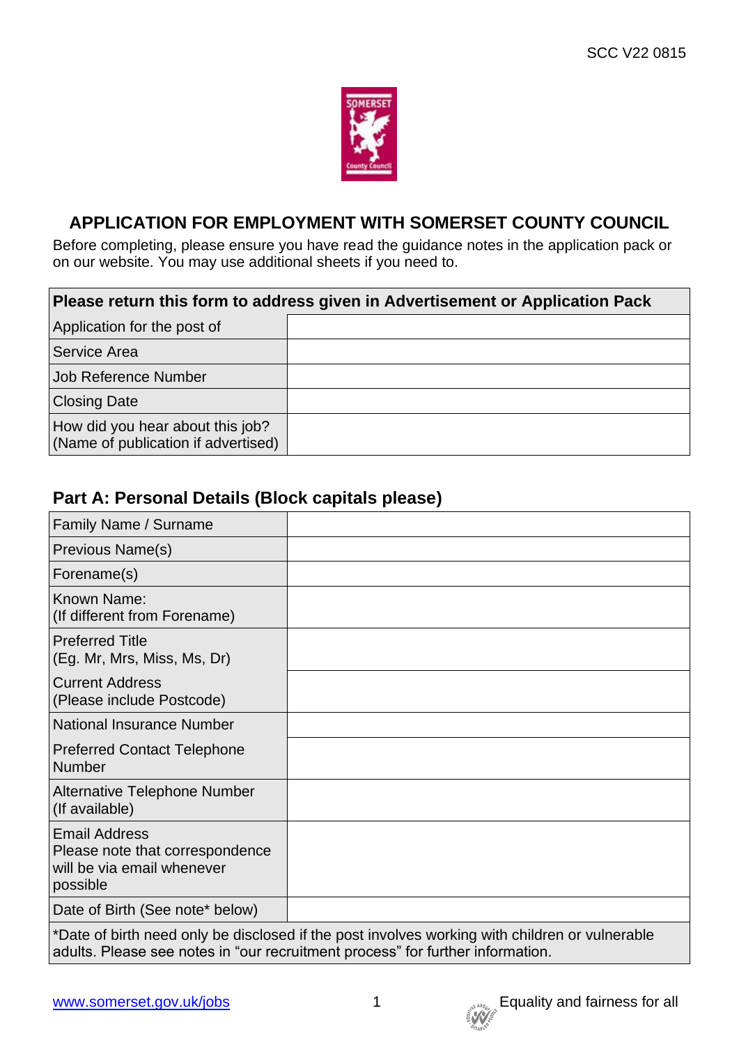## APPLICATION FOR EMPLOYMENT WITH SOMERSET COUNTY COUNCIL

Before completing, please ensure you have read the guidance notes in the application pack or on our website. You may use additional sheets if you need to.

| **Please return this form to address given in Advertisement or Application Pack** | |
|---|---|
| Application for the post of | |
| Service Area | |
| Job Reference Number | |
| Closing Date | |
| How did you hear about this job? (Name of publication if advertised) | |

### Part A: Personal Details (Block capitals please)

| | |
|---|---|
| Family Name / Surname | |
| Previous Name(s) | |
| Forename(s) | |
| Known Name: (If different from Forename) | |
| Preferred Title (Eg. Mr, Mrs, Miss, Ms, Dr) | |
| Current Address (Please include Postcode) | |
| National Insurance Number | |
| Preferred Contact Telephone Number | |
| Alternative Telephone Number (If available) | |
| Email Address Please note that correspondence will be via email whenever possible | |
| Date of Birth (See note* below) | |
| *Date of birth need only be disclosed if the post involves working with children or vulnerable adults. Please see notes in "our recruitment process" for further information. | |

www.somerset.gov.uk/jobs

Equality and fairness for all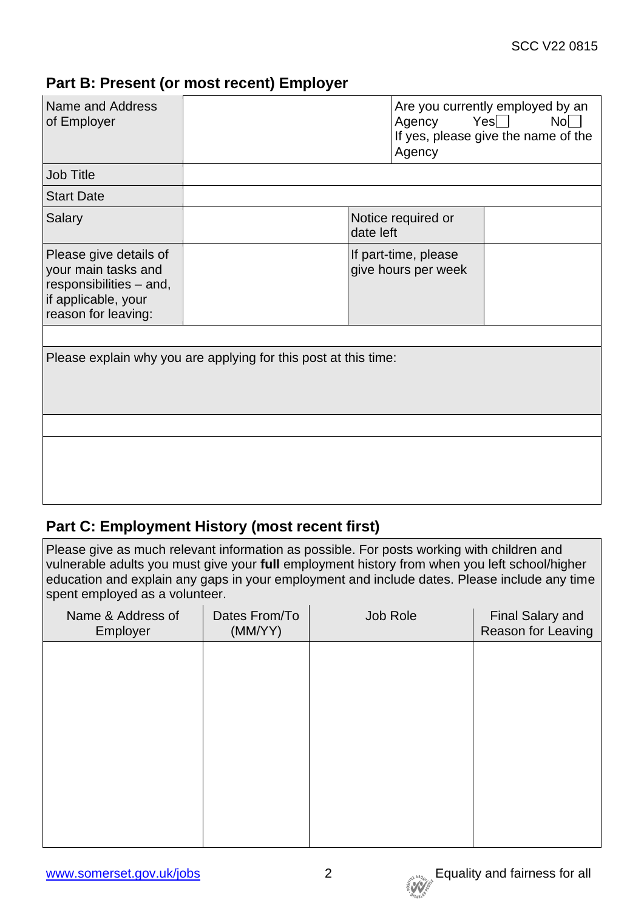## Part B: Present (or most recent) Employer

| Name and Address of Employer | | Are you currently employed by an Agency Yes☐ No☐ If yes, please give the name of the Agency |
|---|---|---|
| Job Title | | |
| Start Date | | |
| Salary | | Notice required or date left | |
| Please give details of your main tasks and responsibilities – and, if applicable, your reason for leaving: | | If part-time, please give hours per week | |

Please explain why you are applying for this post at this time:

## Part C: Employment History (most recent first)

Please give as much relevant information as possible. For posts working with children and vulnerable adults you must give your **full** employment history from when you left school/higher education and explain any gaps in your employment and include dates. Please include any time spent employed as a volunteer.

| Name & Address of Employer | Dates From/To (MM/YY) | Job Role | Final Salary and Reason for Leaving |
|---|---|---|---|
| | | | |

www.somerset.gov.uk/jobs

Equality and fairness for all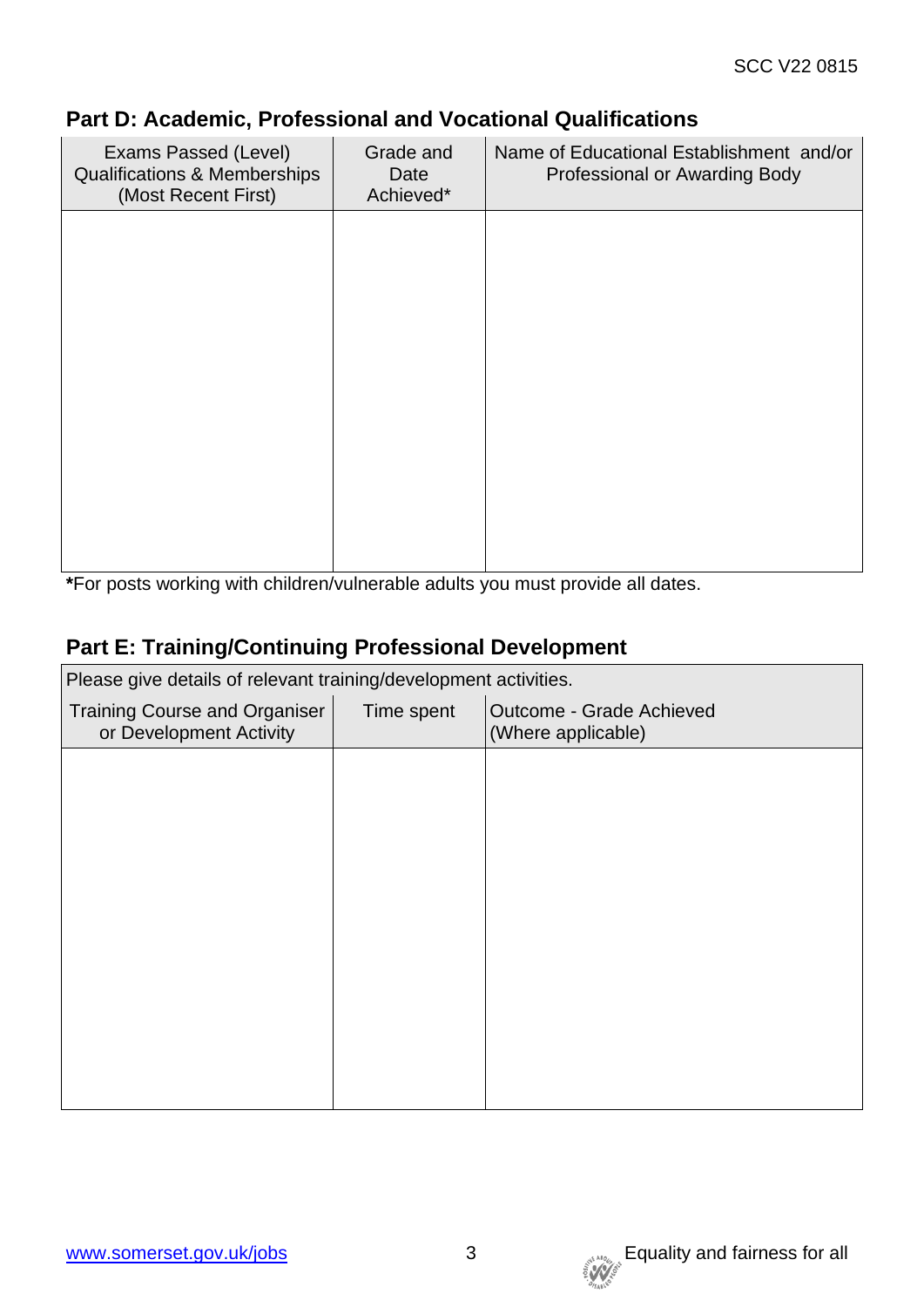## Part D: Academic, Professional and Vocational Qualifications

| Exams Passed (Level) Qualifications & Memberships (Most Recent First) | Grade and Date Achieved* | Name of Educational Establishment and/or Professional or Awarding Body |
|---|---|---|
| | | |

**\***For posts working with children/vulnerable adults you must provide all dates.

## Part E: Training/Continuing Professional Development

| Please give details of relevant training/development activities. | | |
|---|---|---|
| Training Course and Organiser or Development Activity | Time spent | Outcome - Grade Achieved (Where applicable) |
| | | |

www.somerset.gov.uk/jobs

Equality and fairness for all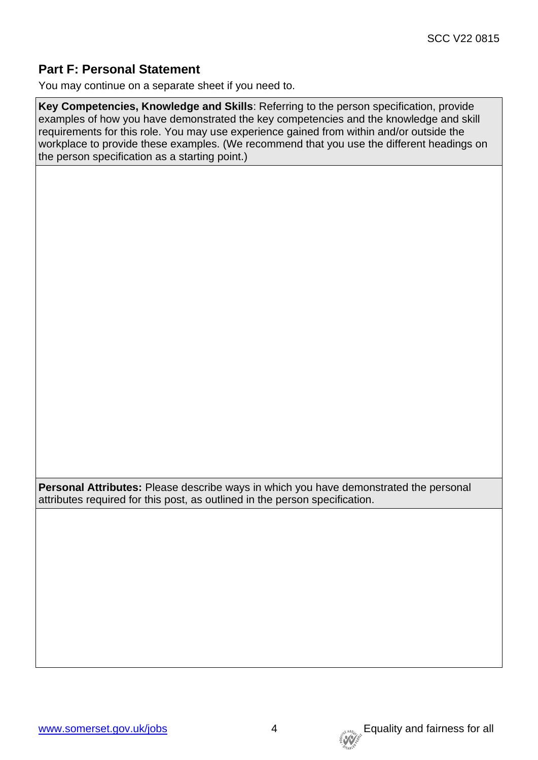## Part F: Personal Statement

You may continue on a separate sheet if you need to.

| **Key Competencies, Knowledge and Skills**: Referring to the person specification, provide examples of how you have demonstrated the key competencies and the knowledge and skill requirements for this role. You may use experience gained from within and/or outside the workplace to provide these examples. (We recommend that you use the different headings on the person specification as a starting point.) |
| --- |
| |
| **Personal Attributes:** Please describe ways in which you have demonstrated the personal attributes required for this post, as outlined in the person specification. |
| |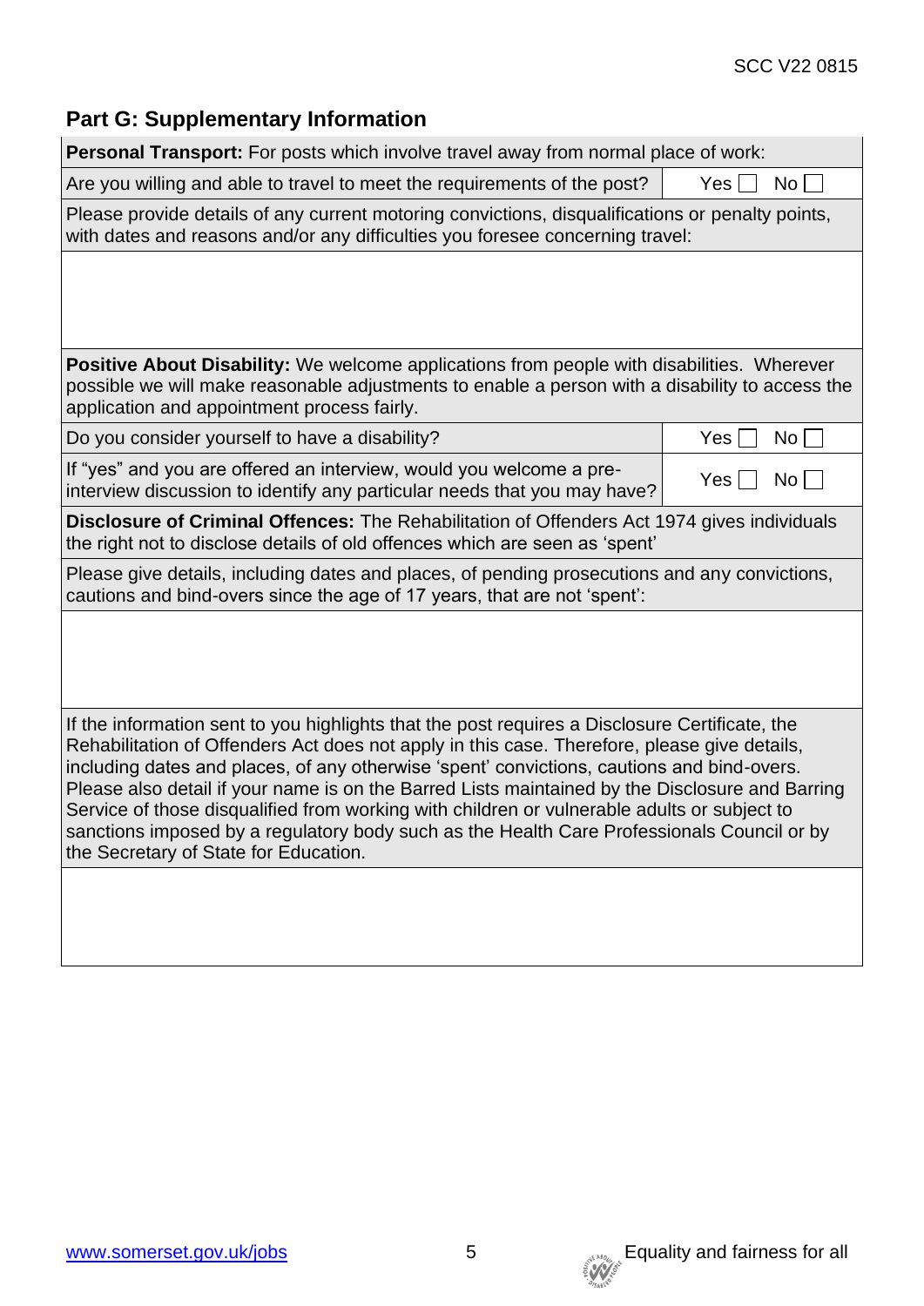## Part G: Supplementary Information

| **Personal Transport:** For posts which involve travel away from normal place of work: | |
|---|---|
| Are you willing and able to travel to meet the requirements of the post? | Yes ☐ No ☐ |
| Please provide details of any current motoring convictions, disqualifications or penalty points, with dates and reasons and/or any difficulties you foresee concerning travel: | |
| | |
| **Positive About Disability:** We welcome applications from people with disabilities. Wherever possible we will make reasonable adjustments to enable a person with a disability to access the application and appointment process fairly. | |
| Do you consider yourself to have a disability? | Yes ☐ No ☐ |
| If "yes" and you are offered an interview, would you welcome a pre-interview discussion to identify any particular needs that you may have? | Yes ☐ No ☐ |
| **Disclosure of Criminal Offences:** The Rehabilitation of Offenders Act 1974 gives individuals the right not to disclose details of old offences which are seen as 'spent' | |
| Please give details, including dates and places, of pending prosecutions and any convictions, cautions and bind-overs since the age of 17 years, that are not 'spent': | |
| | |
| If the information sent to you highlights that the post requires a Disclosure Certificate, the Rehabilitation of Offenders Act does not apply in this case. Therefore, please give details, including dates and places, of any otherwise 'spent' convictions, cautions and bind-overs. Please also detail if your name is on the Barred Lists maintained by the Disclosure and Barring Service of those disqualified from working with children or vulnerable adults or subject to sanctions imposed by a regulatory body such as the Health Care Professionals Council or by the Secretary of State for Education. | |
| | |

Equality and fairness for all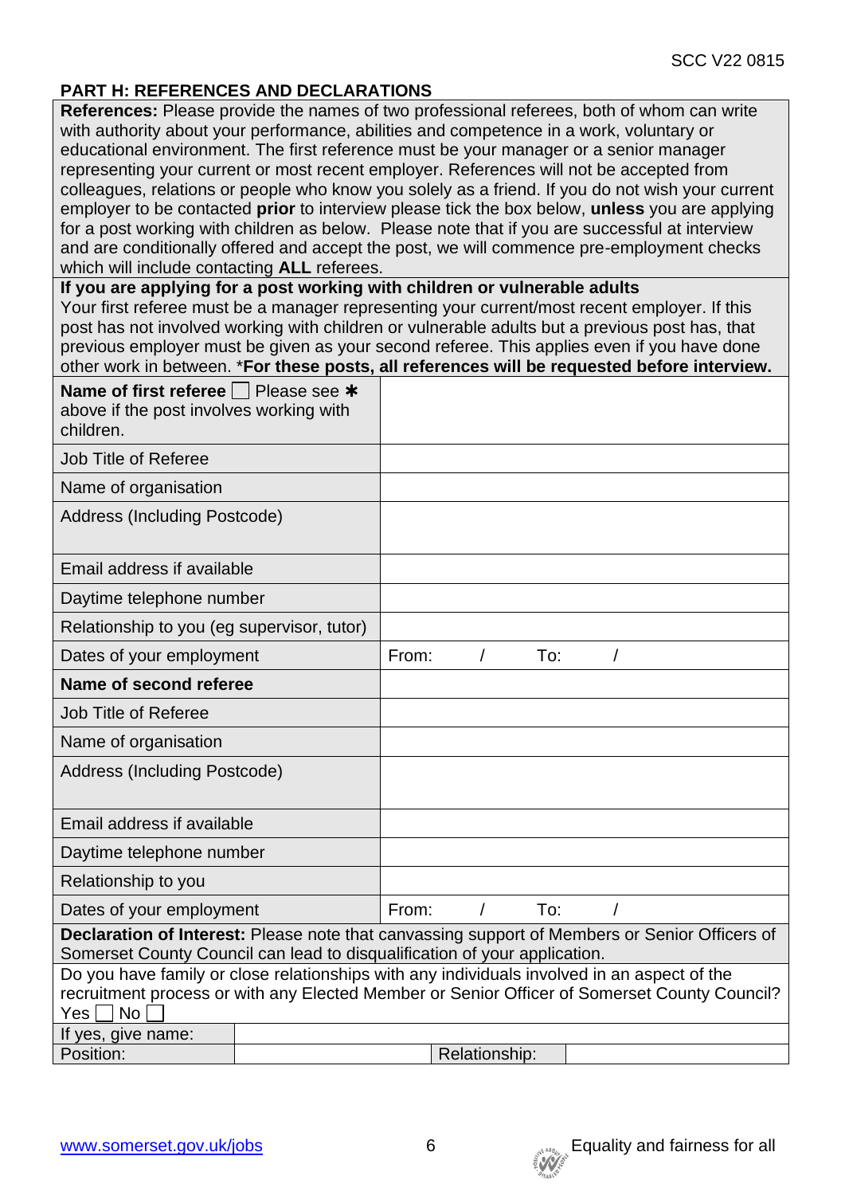## PART H: REFERENCES AND DECLARATIONS

**References:** Please provide the names of two professional referees, both of whom can write with authority about your performance, abilities and competence in a work, voluntary or educational environment. The first reference must be your manager or a senior manager representing your current or most recent employer. References will not be accepted from colleagues, relations or people who know you solely as a friend. If you do not wish your current employer to be contacted **prior** to interview please tick the box below, **unless** you are applying for a post working with children as below. Please note that if you are successful at interview and are conditionally offered and accept the post, we will commence pre-employment checks which will include contacting **ALL** referees.

**If you are applying for a post working with children or vulnerable adults**
Your first referee must be a manager representing your current/most recent employer. If this post has not involved working with children or vulnerable adults but a previous post has, that previous employer must be given as your second referee. This applies even if you have done other work in between. \***For these posts, all references will be requested before interview.**

| | |
|---|---|
| **Name of first referee** ☐ Please see ✱ above if the post involves working with children. | |
| Job Title of Referee | |
| Name of organisation | |
| Address (Including Postcode) | |
| Email address if available | |
| Daytime telephone number | |
| Relationship to you (eg supervisor, tutor) | |
| Dates of your employment | From: / To: / |
| **Name of second referee** | |
| Job Title of Referee | |
| Name of organisation | |
| Address (Including Postcode) | |
| Email address if available | |
| Daytime telephone number | |
| Relationship to you | |
| Dates of your employment | From: / To: / |

**Declaration of Interest:** Please note that canvassing support of Members or Senior Officers of Somerset County Council can lead to disqualification of your application.

Do you have family or close relationships with any individuals involved in an aspect of the recruitment process or with any Elected Member or Senior Officer of Somerset County Council?
Yes ☐ No ☐

| | | | |
|---|---|---|---|
| If yes, give name: | | | |
| Position: | | Relationship: | |

www.somerset.gov.uk/jobs

Equality and fairness for all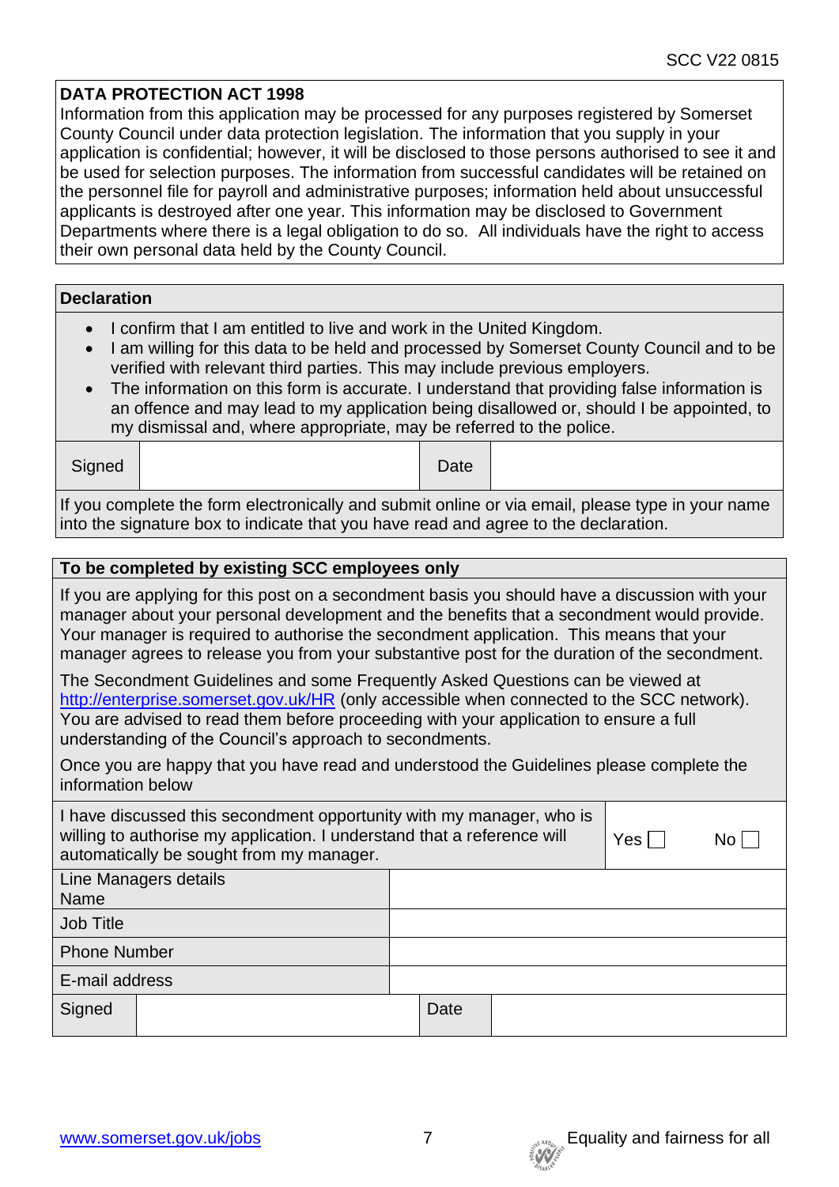## DATA PROTECTION ACT 1998

Information from this application may be processed for any purposes registered by Somerset County Council under data protection legislation. The information that you supply in your application is confidential; however, it will be disclosed to those persons authorised to see it and be used for selection purposes. The information from successful candidates will be retained on the personnel file for payroll and administrative purposes; information held about unsuccessful applicants is destroyed after one year. This information may be disclosed to Government Departments where there is a legal obligation to do so. All individuals have the right to access their own personal data held by the County Council.

## Declaration

- I confirm that I am entitled to live and work in the United Kingdom.
- I am willing for this data to be held and processed by Somerset County Council and to be verified with relevant third parties. This may include previous employers.
- The information on this form is accurate. I understand that providing false information is an offence and may lead to my application being disallowed or, should I be appointed, to my dismissal and, where appropriate, may be referred to the police.

| Signed | | Date | |
|---|---|---|---|

If you complete the form electronically and submit online or via email, please type in your name into the signature box to indicate that you have read and agree to the declaration.

## To be completed by existing SCC employees only

If you are applying for this post on a secondment basis you should have a discussion with your manager about your personal development and the benefits that a secondment would provide. Your manager is required to authorise the secondment application. This means that your manager agrees to release you from your substantive post for the duration of the secondment.

The Secondment Guidelines and some Frequently Asked Questions can be viewed at http://enterprise.somerset.gov.uk/HR (only accessible when connected to the SCC network). You are advised to read them before proceeding with your application to ensure a full understanding of the Council's approach to secondments.

Once you are happy that you have read and understood the Guidelines please complete the information below

| I have discussed this secondment opportunity with my manager, who is willing to authorise my application. I understand that a reference will automatically be sought from my manager. | Yes ☐ No ☐ |
|---|---|
| Line Managers details Name | |
| Job Title | |
| Phone Number | |
| E-mail address | |

| Signed | | Date | |
|---|---|---|---|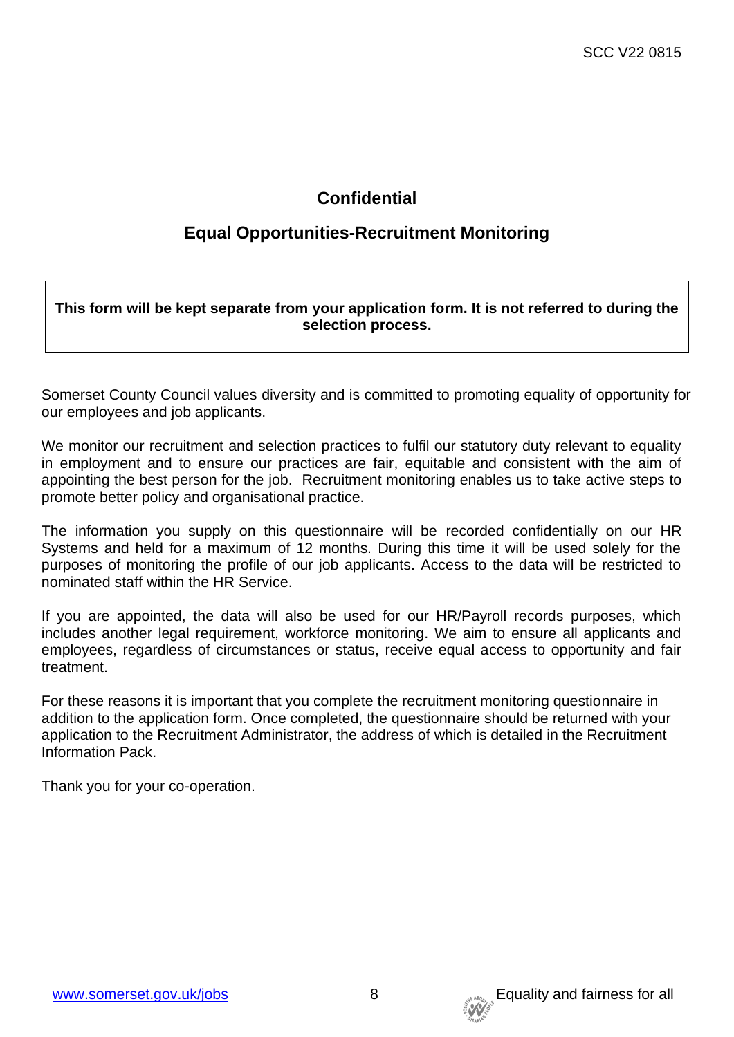# Confidential

## Equal Opportunities-Recruitment Monitoring

**This form will be kept separate from your application form. It is not referred to during the selection process.**

Somerset County Council values diversity and is committed to promoting equality of opportunity for our employees and job applicants.

We monitor our recruitment and selection practices to fulfil our statutory duty relevant to equality in employment and to ensure our practices are fair, equitable and consistent with the aim of appointing the best person for the job. Recruitment monitoring enables us to take active steps to promote better policy and organisational practice.

The information you supply on this questionnaire will be recorded confidentially on our HR Systems and held for a maximum of 12 months. During this time it will be used solely for the purposes of monitoring the profile of our job applicants. Access to the data will be restricted to nominated staff within the HR Service.

If you are appointed, the data will also be used for our HR/Payroll records purposes, which includes another legal requirement, workforce monitoring. We aim to ensure all applicants and employees, regardless of circumstances or status, receive equal access to opportunity and fair treatment.

For these reasons it is important that you complete the recruitment monitoring questionnaire in addition to the application form. Once completed, the questionnaire should be returned with your application to the Recruitment Administrator, the address of which is detailed in the Recruitment Information Pack.

Thank you for your co-operation.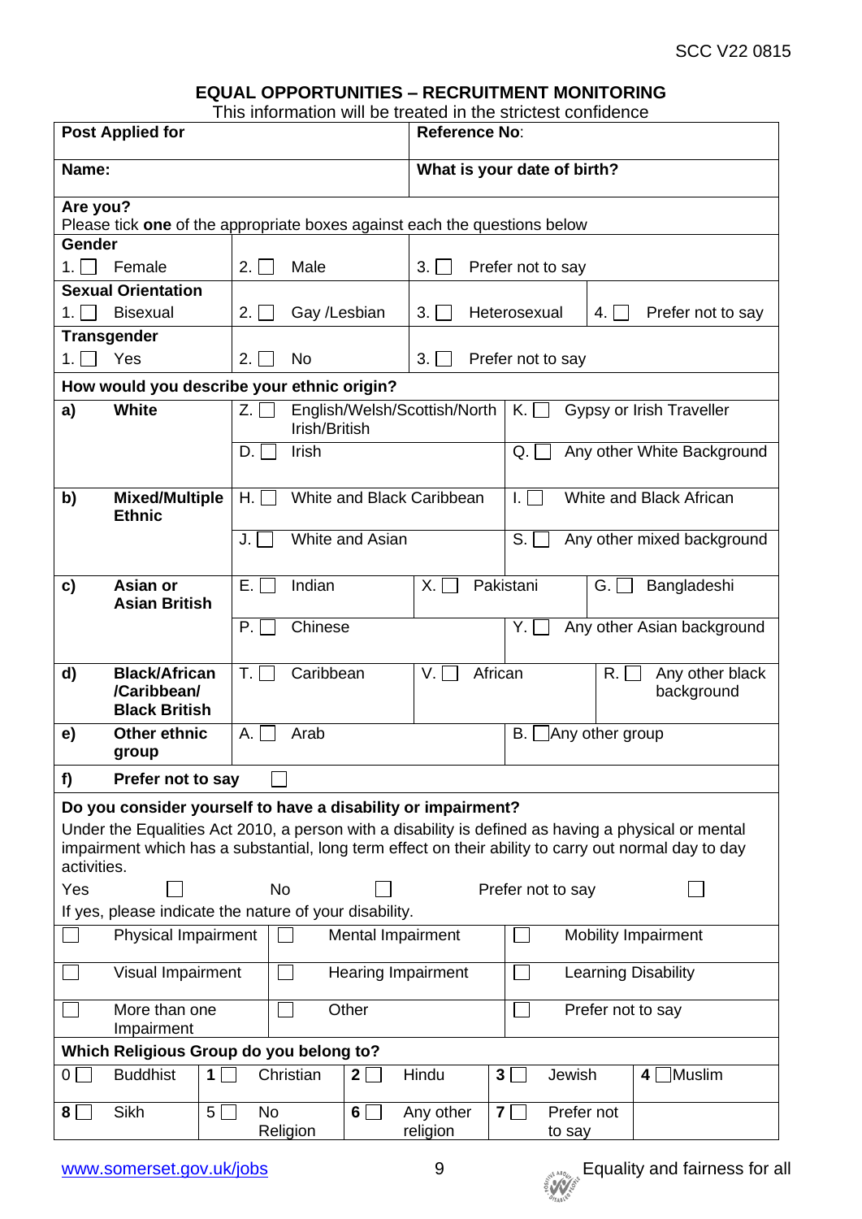SCC V22 0815

## EQUAL OPPORTUNITIES – RECRUITMENT MONITORING

This information will be treated in the strictest confidence

| **Post Applied for** | **Reference No**: |
|---|---|
| **Name:** | **What is your date of birth?** |

**Are you?**
Please tick **one** of the appropriate boxes against each the questions below

| **Gender** | | | |
|---|---|---|---|
| 1. ☐ Female | 2. ☐ Male | 3. ☐ Prefer not to say | |
| **Sexual Orientation** | | | |
| 1. ☐ Bisexual | 2. ☐ Gay /Lesbian | 3. ☐ Heterosexual | 4. ☐ Prefer not to say |
| **Transgender** | | | |
| 1. ☐ Yes | 2. ☐ No | 3. ☐ Prefer not to say | |

**How would you describe your ethnic origin?**

| | | | | |
|---|---|---|---|---|
| **a)** | **White** | Z. ☐ English/Welsh/Scottish/North Irish/British | | K. ☐ Gypsy or Irish Traveller |
| | | D. ☐ Irish | | Q. ☐ Any other White Background |
| **b)** | **Mixed/Multiple Ethnic** | H. ☐ White and Black Caribbean | | I. ☐ White and Black African |
| | | J. ☐ White and Asian | | S. ☐ Any other mixed background |
| **c)** | **Asian or Asian British** | E. ☐ Indian | X. ☐ Pakistani | G. ☐ Bangladeshi |
| | | P. ☐ Chinese | | Y. ☐ Any other Asian background |
| **d)** | **Black/African /Caribbean/ Black British** | T. ☐ Caribbean | V. ☐ African | R. ☐ Any other black background |
| **e)** | **Other ethnic group** | A. ☐ Arab | | B. ☐ Any other group |
| **f)** | **Prefer not to say** ☐ | | | |

**Do you consider yourself to have a disability or impairment?**

Under the Equalities Act 2010, a person with a disability is defined as having a physical or mental impairment which has a substantial, long term effect on their ability to carry out normal day to day activities.

Yes ☐ No ☐ Prefer not to say ☐

If yes, please indicate the nature of your disability.

| | | |
|---|---|---|
| ☐ Physical Impairment | ☐ Mental Impairment | ☐ Mobility Impairment |
| ☐ Visual Impairment | ☐ Hearing Impairment | ☐ Learning Disability |
| ☐ More than one Impairment | ☐ Other | ☐ Prefer not to say |

**Which Religious Group do you belong to?**

| | | | | |
|---|---|---|---|---|
| 0 ☐ Buddhist | **1** ☐ Christian | **2** ☐ Hindu | **3** ☐ Jewish | **4** ☐ Muslim |
| **8** ☐ Sikh | 5 ☐ No Religion | **6** ☐ Any other religion | **7** ☐ Prefer not to say | |

www.somerset.gov.uk/jobs

Equality and fairness for all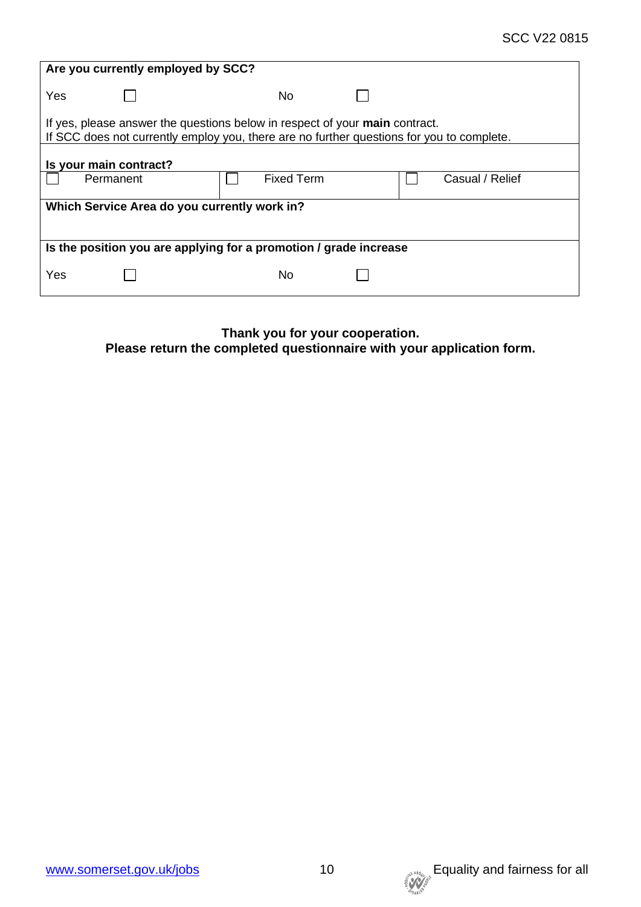| Are you currently employed by SCC? | | |
|---|---|---|
| Yes ☐ | No ☐ | |
| If yes, please answer the questions below in respect of your **main** contract.<br>If SCC does not currently employ you, there are no further questions for you to complete. | | |
| **Is your main contract?** | | |
| ☐ Permanent | ☐ Fixed Term | ☐ Casual / Relief |
| **Which Service Area do you currently work in?** | | |
| **Is the position you are applying for a promotion / grade increase** | | |
| Yes ☐ | No ☐ | |

**Thank you for your cooperation.**
**Please return the completed questionnaire with your application form.**